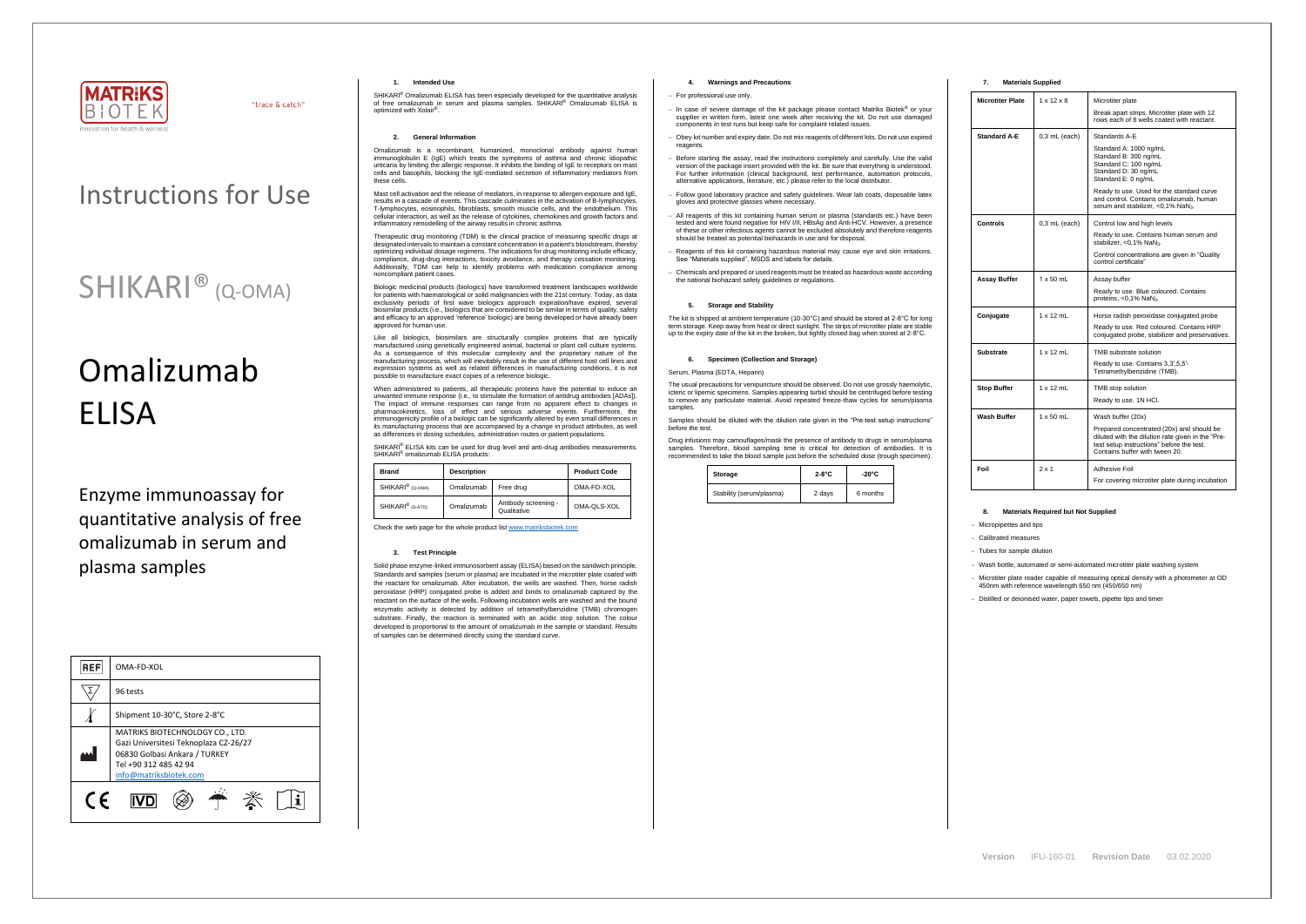MATRIKS BIOTEK

"trace & catch"

Innovation for health & wellness

# Instructions for Use

# SHIKARI® (Q-OMA)

# Omalizumab ELISA

Enzyme immunoassay for quantitative analysis of free omalizumab in serum and plasma samples

| | |
|---|---|
| REF | OMA-FD-XOL |
| Σ | 96 tests |
| | Shipment 10-30°C, Store 2-8°C |
| | MATRIKS BIOTECHNOLOGY CO., LTD.<br>Gazi Universitesi Teknoplaza CZ-26/27<br>06830 Golbasi Ankara / TURKEY<br>Tel +90 312 485 42 94<br>info@matriksbiotek.com |

CE IVD

### 1. Intended Use

SHIKARI® Omalizumab ELISA has been especially developed for the quantitative analysis of free omalizumab in serum and plasma samples. SHIKARI® Omalizumab ELISA is optimized with Xolair®.

### 2. General Information

Omalizumab is a recombinant, humanized, monoclonal antibody against human immunoglobulin E (IgE) which treats the symptoms of asthma and chronic idiopathic urticaria by limiting the allergic response. It inhibits the binding of IgE to receptors on mast cells and basophils, blocking the IgE-mediated secretion of inflammatory mediators from these cells.

Mast cell activation and the release of mediators, in response to allergen exposure and IgE, results in a cascade of events. This cascade culminates in the activation of B-lymphocytes, T-lymphocytes, eosinophils, fibroblasts, smooth muscle cells, and the endothelium. This cellular interaction, as well as the release of cytokines, chemokines and growth factors and inflammatory remodelling of the airway results in chronic asthma.

Therapeutic drug monitoring (TDM) is the clinical practice of measuring specific drugs at designated intervals to maintain a constant concentration in a patient's bloodstream, thereby optimizing individual dosage regimens. The indications for drug monitoring include efficacy, compliance, drug-drug interactions, toxicity avoidance, and therapy cessation monitoring. Additionally, TDM can help to identify problems with medication compliance among noncompliant patient cases.

Biologic medicinal products (biologics) have transformed treatment landscapes worldwide for patients with haematological or solid malignancies with the 21st century. Today, as data exclusivity periods of first wave biologics approach expiration/have expired, several biosimilar products (i.e., biologics that are considered to be similar in terms of quality, safety and efficacy to an approved 'reference' biologic) are being developed or have already been approved for human use.

Like all biologics, biosimilars are structurally complex proteins that are typically manufactured using genetically engineered animal, bacterial or plant cell culture systems. As a consequence of this molecular complexity and the proprietary nature of the manufacturing process, which will inevitably result in the use of different host cell lines and expression systems as well as related differences in manufacturing conditions, it is not possible to manufacture exact copies of a reference biologic.

When administered to patients, all therapeutic proteins have the potential to induce an unwanted immune response (i.e., to stimulate the formation of antidrug antibodies [ADAs]). The impact of immune responses can range from no apparent effect to changes in pharmacokinetics, loss of effect and serious adverse events. Furthermore, the immunogenicity profile of a biologic can be significantly altered by even small differences in its manufacturing process that are accompanied by a change in product attributes, as well as differences in dosing schedules, administration routes or patient populations.

SHIKARI® ELISA kits can be used for drug level and anti-drug antibodies measurements. SHIKARI® omalizumab ELISA products:

| Brand | Description | | Product Code |
|---|---|---|---|
| SHIKARI® (Q-OMA) | Omalizumab | Free drug | OMA-FD-XOL |
| SHIKARI® (S-ATO) | Omalizumab | Antibody screening - Qualitative | OMA-QLS-XOL |

Check the web page for the whole product list www.matriksbiotek.com

### 3. Test Principle

Solid phase enzyme-linked immunosorbent assay (ELISA) based on the sandwich principle. Standards and samples (serum or plasma) are incubated in the microtiter plate coated with the reactant for omalizumab. After incubation, the wells are washed. Then, horse radish peroxidase (HRP) conjugated probe is added and binds to omalizumab captured by the reactant on the surface of the wells. Following incubation wells are washed and the bound enzymatic activity is detected by addition of tetramethylbenzidine (TMB) chromogen substrate. Finally, the reaction is terminated with an acidic stop solution. The colour developed is proportional to the amount of omalizumab in the sample or standard. Results of samples can be determined directly using the standard curve.

### 4. Warnings and Precautions

- For professional use only.
- In case of severe damage of the kit package please contact Matriks Biotek® or your supplier in written form, latest one week after receiving the kit. Do not use damaged components in test runs but keep safe for complaint related issues.
- Obey lot number and expiry date. Do not mix reagents of different lots. Do not use expired reagents.
- Before starting the assay, read the instructions completely and carefully. Use the valid version of the package insert provided with the kit. Be sure that everything is understood. For further information (clinical background, test performance, automation protocols, alternative applications, literature, etc.) please refer to the local distributor.
- Follow good laboratory practice and safety guidelines. Wear lab coats, disposable latex gloves and protective glasses where necessary.
- All reagents of this kit containing human serum or plasma (standards etc.) have been tested and were found negative for HIV I/II, HBsAg and Anti-HCV. However, a presence of these or other infectious agents cannot be excluded absolutely and therefore reagents should be treated as potential biohazards in use and for disposal.
- Reagents of this kit containing hazardous material may cause eye and skin irritations. See "Materials supplied", MSDS and labels for details.
- Chemicals and prepared or used reagents must be treated as hazardous waste according the national biohazard safety guidelines or regulations.

### 5. Storage and Stability

The kit is shipped at ambient temperature (10-30°C) and should be stored at 2-8°C for long term storage. Keep away from heat or direct sunlight. The strips of microtiter plate are stable up to the expiry date of the kit in the broken, but tightly closed bag when stored at 2-8°C.

### 6. Specimen (Collection and Storage)

Serum, Plasma (EDTA, Heparin)

The usual precautions for venipuncture should be observed. Do not use grossly haemolytic, icteric or lipemic specimens. Samples appearing turbid should be centrifuged before testing to remove any particulate material. Avoid repeated freeze-thaw cycles for serum/plasma samples.

Samples should be diluted with the dilution rate given in the "Pre-test setup instructions" before the test.

Drug infusions may camouflages/mask the presence of antibody to drugs in serum/plasma samples. Therefore, blood sampling time is critical for detection of antibodies. It is recommended to take the blood sample just before the scheduled dose (trough specimen).

| Storage | 2-8°C | -20°C |
|---|---|---|
| Stability (serum/plasma) | 2 days | 6 months |

### 7. Materials Supplied

| | | |
|---|---|---|
| **Microtiter Plate** | 1 x 12 x 8 | Microtiter plate<br>Break apart strips. Microtiter plate with 12 rows each of 8 wells coated with reactant. |
| **Standard A-E** | 0,3 mL (each) | Standards A-E<br>Standard A: 1000 ng/mL<br>Standard B: 300 ng/mL<br>Standard C: 100 ng/mL<br>Standard D: 30 ng/mL<br>Standard E: 0 ng/mL<br>Ready to use. Used for the standard curve and control. Contains omalizumab, human serum and stabilizer, <0,1% $NaN_3$. |
| **Controls** | 0,3 mL (each) | Control low and high levels<br>Ready to use. Contains human serum and stabilizer, <0,1% $NaN_3$.<br>Control concentrations are given in "Quality control certificate" |
| **Assay Buffer** | 1 x 50 mL | Assay buffer<br>Ready to use. Blue coloured. Contains proteins, <0,1% $NaN_3$. |
| **Conjugate** | 1 x 12 mL | Horse radish peroxidase conjugated probe<br>Ready to use. Red coloured. Contains HRP conjugated probe, stabilizer and preservatives. |
| **Substrate** | 1 x 12 mL | TMB substrate solution<br>Ready to use. Contains 3,3',5,5'-Tetramethylbenzidine (TMB). |
| **Stop Buffer** | 1 x 12 mL | TMB stop solution<br>Ready to use. 1N HCl. |
| **Wash Buffer** | 1 x 50 mL | Wash buffer (20x)<br>Prepared concentrated (20x) and should be diluted with the dilution rate given in the "Pre-test setup instructions" before the test. Contains buffer with tween 20. |
| **Foil** | 2 x 1 | Adhesive Foil<br>For covering microtiter plate during incubation |

### 8. Materials Required but Not Supplied

- Micropipettes and tips
- Calibrated measures
- Tubes for sample dilution
- Wash bottle, automated or semi-automated microtiter plate washing system
- Microtiter plate reader capable of measuring optical density with a photometer at OD 450nm with reference wavelength 650 nm (450/650 nm)
- Distilled or deionised water, paper towels, pipette tips and timer

Version IFU-160-01 Revision Date 03.02.2020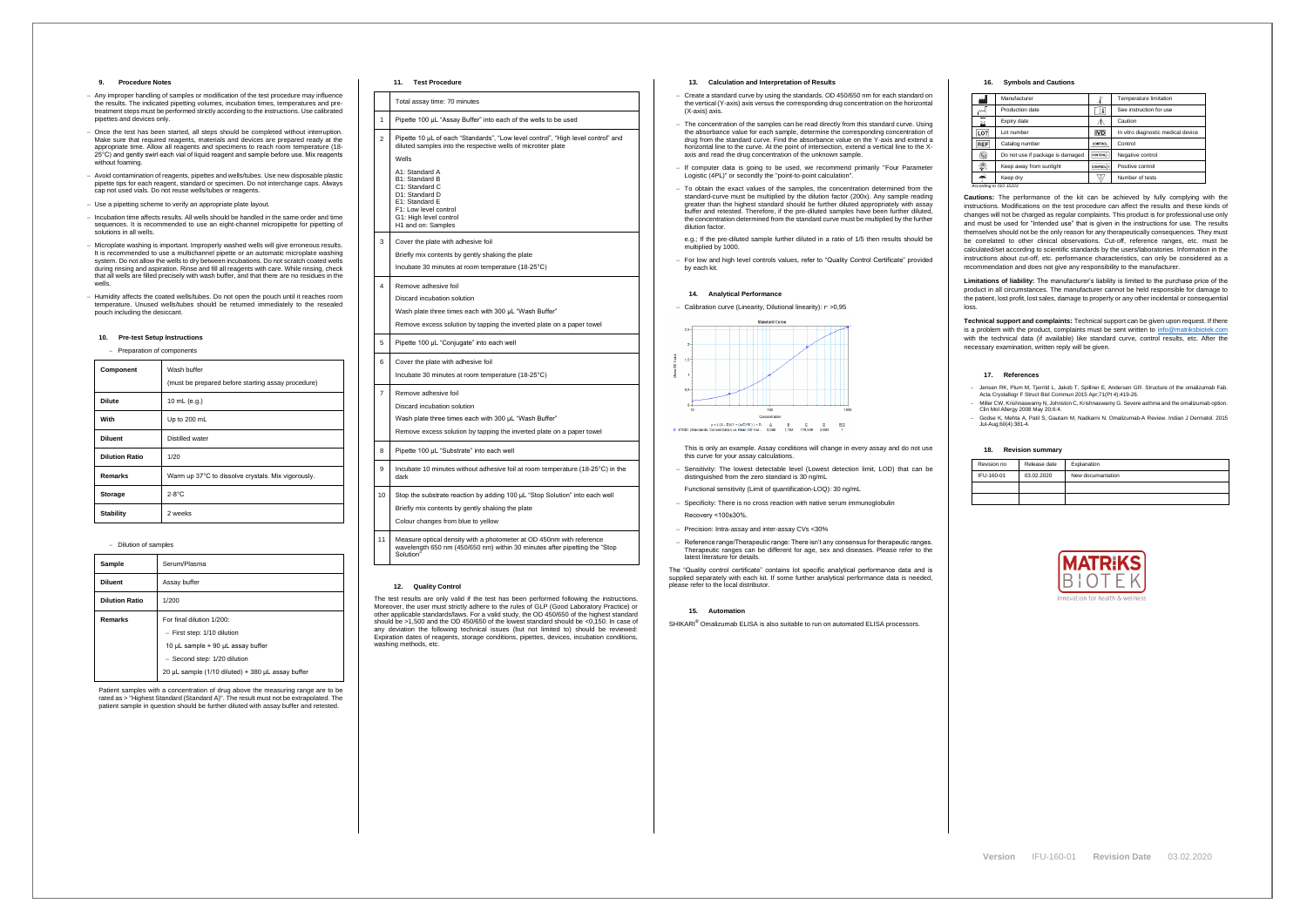### 9. Procedure Notes

- Any improper handling of samples or modification of the test procedure may influence the results. The indicated pipetting volumes, incubation times, temperatures and pre-treatment steps must be performed strictly according to the instructions. Use calibrated pipettes and devices only.
- Once the test has been started, all steps should be completed without interruption. Make sure that required reagents, materials and devices are prepared ready at the appropriate time. Allow all reagents and specimens to reach room temperature (18-25°C) and gently swirl each vial of liquid reagent and sample before use. Mix reagents without foaming.
- Avoid contamination of reagents, pipettes and wells/tubes. Use new disposable plastic pipette tips for each reagent, standard or specimen. Do not interchange caps. Always cap not used vials. Do not reuse wells/tubes or reagents.
- Use a pipetting scheme to verify an appropriate plate layout.
- Incubation time affects results. All wells should be handled in the same order and time sequences. It is recommended to use an eight-channel micropipette for pipetting of solutions in all wells.
- Microplate washing is important. Improperly washed wells will give erroneous results. It is recommended to use a multichannel pipette or an automatic microplate washing system. Do not allow the wells to dry between incubations. Do not scratch coated wells during rinsing and aspiration. Rinse and fill all reagents with care. While rinsing, check that all wells are filled precisely with wash buffer, and that there are no residues in the wells.
- Humidity affects the coated wells/tubes. Do not open the pouch until it reaches room temperature. Unused wells/tubes should be returned immediately to the resealed pouch including the desiccant.

### 10. Pre-test Setup Instructions

- Preparation of components

| Component | Wash buffer (must be prepared before starting assay procedure) |
|---|---|
| Dilute | 10 mL (e.g.) |
| With | Up to 200 mL |
| Diluent | Distilled water |
| Dilution Ratio | 1/20 |
| Remarks | Warm up 37°C to dissolve crystals. Mix vigorously. |
| Storage | 2-8°C |
| Stability | 2 weeks |

- Dilution of samples

| Sample | Serum/Plasma |
|---|---|
| Diluent | Assay buffer |
| Dilution Ratio | 1/200 |
| Remarks | For final dilution 1/200: – First step: 1/10 dilution 10 µL sample + 90 µL assay buffer – Second step: 1/20 dilution 20 µL sample (1/10 diluted) + 380 µL assay buffer |

Patient samples with a concentration of drug above the measuring range are to be rated as > "Highest Standard (Standard A)". The result must not be extrapolated. The patient sample in question should be further diluted with assay buffer and retested.

### 11. Test Procedure

| | Total assay time: 70 minutes |
|---|---|
| 1 | Pipette 100 µL "Assay Buffer" into each of the wells to be used |
| 2 | Pipette 10 µL of each "Standards", "Low level control", "High level control" and diluted samples into the respective wells of microtiter plate<br>Wells<br>A1: Standard A<br>B1: Standard B<br>C1: Standard C<br>D1: Standard D<br>E1: Standard E<br>F1: Low level control<br>G1: High level control<br>H1 and on: Samples |
| 3 | Cover the plate with adhesive foil<br>Briefly mix contents by gently shaking the plate<br>Incubate 30 minutes at room temperature (18-25°C) |
| 4 | Remove adhesive foil<br>Discard incubation solution<br>Wash plate three times each with 300 µL "Wash Buffer"<br>Remove excess solution by tapping the inverted plate on a paper towel |
| 5 | Pipette 100 µL "Conjugate" into each well |
| 6 | Cover the plate with adhesive foil<br>Incubate 30 minutes at room temperature (18-25°C) |
| 7 | Remove adhesive foil<br>Discard incubation solution<br>Wash plate three times each with 300 µL "Wash Buffer"<br>Remove excess solution by tapping the inverted plate on a paper towel |
| 8 | Pipette 100 µL "Substrate" into each well |
| 9 | Incubate 10 minutes without adhesive foil at room temperature (18-25°C) in the dark |
| 10 | Stop the substrate reaction by adding 100 µL "Stop Solution" into each well<br>Briefly mix contents by gently shaking the plate<br>Colour changes from blue to yellow |
| 11 | Measure optical density with a photometer at OD 450nm with reference wavelength 650 nm (450/650 nm) within 30 minutes after pipetting the "Stop Solution" |

### 12. Quality Control

The test results are only valid if the test has been performed following the instructions. Moreover, the user must strictly adhere to the rules of GLP (Good Laboratory Practice) or other applicable standards/laws. For a valid study, the OD 450/650 of the highest standard should be >1,500 and the OD 450/650 of the lowest standard should be <0,150. In case of any deviation the following technical issues (but not limited to) should be reviewed: Expiration dates of reagents, storage conditions, pipettes, devices, incubation conditions, washing methods, etc.

### 13. Calculation and Interpretation of Results

- Create a standard curve by using the standards. OD 450/650 nm for each standard on the vertical (Y-axis) axis versus the corresponding drug concentration on the horizontal (X-axis) axis.
- The concentration of the samples can be read directly from this standard curve. Using the absorbance value for each sample, determine the corresponding concentration of drug from the standard curve. Find the absorbance value on the Y-axis and extend a horizontal line to the curve. At the point of intersection, extend a vertical line to the X-axis and read the drug concentration of the unknown sample.
- If computer data is going to be used, we recommend primarily "Four Parameter Logistic (4PL)" or secondly the "point-to-point calculation".
- To obtain the exact values of the samples, the concentration determined from the standard-curve must be multiplied by the dilution factor (200x). Any sample reading greater than the highest standard should be further diluted appropriately with assay buffer and retested. Therefore, if the pre-diluted sample have been further diluted, the concentration determined from the standard curve must be multiplied by the further dilution factor.

  e.g.; If the pre-diluted sample further diluted in a ratio of 1/5 then results should be multiplied by 1000.

- For low and high level controls values, refer to "Quality Control Certificate" provided by each kit.

### 14. Analytical Performance

- Calibration curve (Linearity, Dilutional linearity): $r^2$ >0,95

Standard Curve
2.5
2
1.5
1
0.5
0
Mean OD Value
10
100
1000
Concentration
$y = ((A - D)/(1 + (x/C)^B)) + D$: A B C D R^2
D: STD01 (Standards: Concentration vs MeanOD Val... 0.098 1.192 179.638 2.902 1

This is only an example. Assay conditions will change in every assay and do not use this curve for your assay calculations.

- Sensitivity: The lowest detectable level (Lowest detection limit, LOD) that can be distinguished from the zero standard is 30 ng/mL

  Functional sensitivity (Limit of quantification-LOQ): 30 ng/mL

- Specificity: There is no cross reaction with native serum immunoglobulin

  Recovery <100±30%.

- Precision: Intra-assay and inter-assay CVs <30%
- Reference range/Therapeutic range: There isn't any consensus for therapeutic ranges. Therapeutic ranges can be different for age, sex and diseases. Please refer to the latest literature for details.

The "Quality control certificate" contains lot specific analytical performance data and is supplied separately with each kit. If some further analytical performance data is needed, please refer to the local distributor.

### 15. Automation

SHIKARI® Omalizumab ELISA is also suitable to run on automated ELISA processors.

### 16. Symbols and Cautions

| | | | |
|---|---|---|---|
| | Manufacturer | | Temperature limitation |
| | Production date | | See instruction for use |
| | Expiry date | | Caution |
| LOT | Lot number | IVD | In vitro diagnostic medical device |
| REF | Catalog number | CONTROL | Control |
| | Do not use if package is damaged | CONTROL - | Negative control |
| | Keep away from sunlight | CONTROL + | Positive control |
| | Keep dry | | Number of tests |

According to ISO 15223

**Cautions:** The performance of the kit can be achieved by fully complying with the instructions. Modifications on the test procedure can affect the results and these kinds of changes will not be charged as regular complaints. This product is for professional use only and must be used for "Intended use" that is given in the instructions for use. The results themselves should not be the only reason for any therapeutically consequences. They must be correlated to other clinical observations. Cut-off, reference ranges, etc. must be calculated/set according to scientific standards by the users/laboratories. Information in the instructions about cut-off, etc. performance characteristics, can only be considered as a recommendation and does not give any responsibility to the manufacturer.

**Limitations of liability:** The manufacturer's liability is limited to the purchase price of the product in all circumstances. The manufacturer cannot be held responsible for damage to the patient, lost profit, lost sales, damage to property or any other incidental or consequential loss.

**Technical support and complaints:** Technical support can be given upon request. If there is a problem with the product, complaints must be sent written to info@matriksbiotek.com with the technical data (if available) like standard curve, control results, etc. After the necessary examination, written reply will be given.

### 17. References

- Jensen RK, Plum M, Tjerrild L, Jakob T, Spillner E, Andersen GR. Structure of the omalizumab Fab. Acta Crystallogr F Struct Biol Commun 2015 Apr;71(Pt 4):419-26.
- Miller CW, Krishnaswamy N, Johnston C, Krishnaswamy G. Severe asthma and the omalizumab option. Clin Mol Allergy 2008 May 20;6:4.
- Godse K, Mehta A, Patil S, Gautam M, Nadkarni N. Omalizumab-A Review. Indian J Dermatol. 2015 Jul-Aug;60(4):381-4.

### 18. Revision summary

| Revision no | Release date | Explanation |
|---|---|---|
| IFU-160-01 | 03.02.2020 | New documentation |
| | | |
| | | |

MATRIKS BIOTEK
Innovation for health & wellness

**Version** IFU-160-01 **Revision Date** 03.02.2020